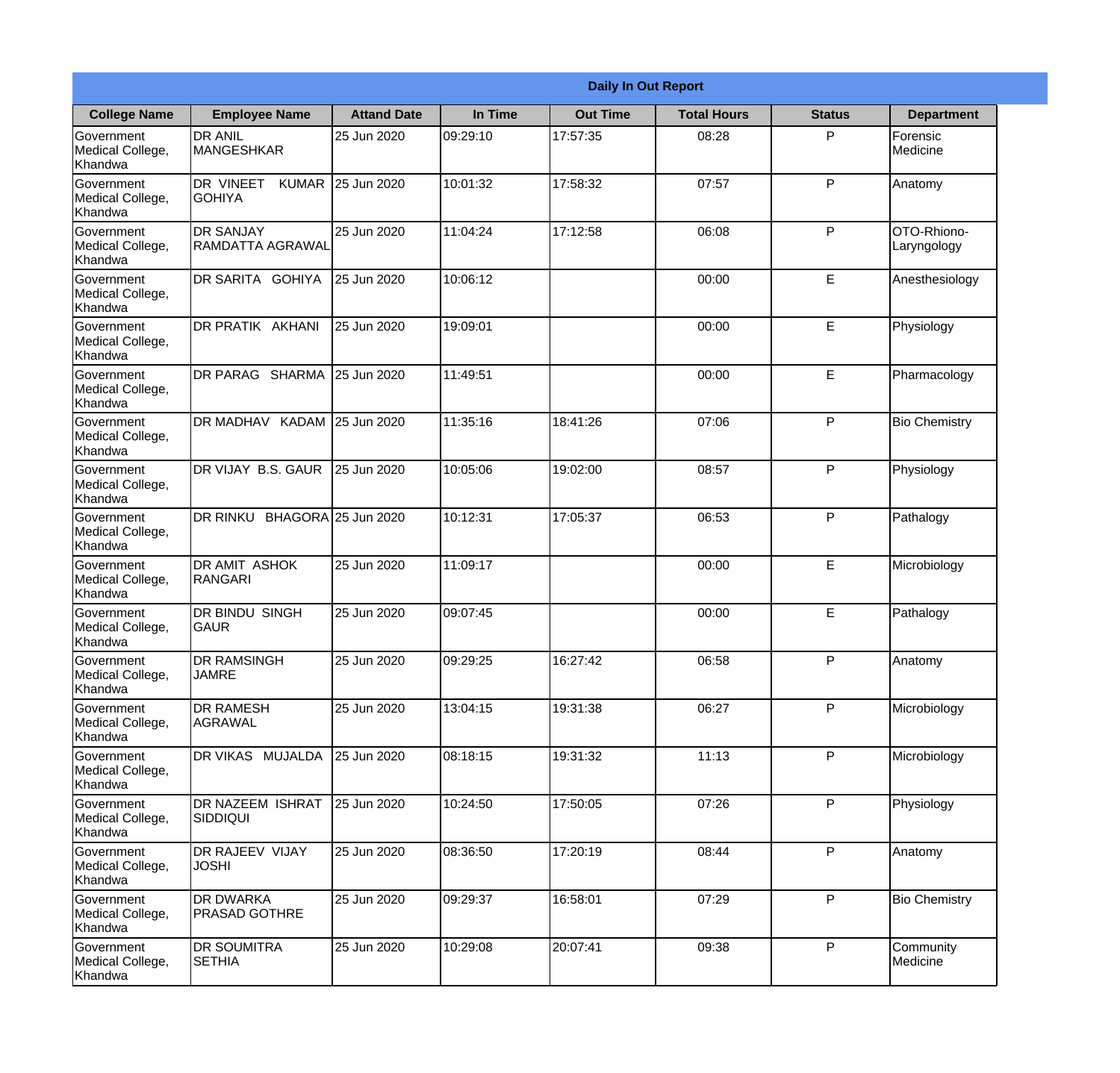**Daily In Out Report**

| College Name | Employee Name | Attand Date | In Time | Out Time | Total Hours | Status | Department |
|---|---|---|---|---|---|---|---|
| Government Medical College, Khandwa | DR ANIL MANGESHKAR | 25 Jun 2020 | 09:29:10 | 17:57:35 | 08:28 | P | Forensic Medicine |
| Government Medical College, Khandwa | DR VINEET KUMAR GOHIYA | 25 Jun 2020 | 10:01:32 | 17:58:32 | 07:57 | P | Anatomy |
| Government Medical College, Khandwa | DR SANJAY RAMDATTA AGRAWAL | 25 Jun 2020 | 11:04:24 | 17:12:58 | 06:08 | P | OTO-Rhiono-Laryngology |
| Government Medical College, Khandwa | DR SARITA GOHIYA | 25 Jun 2020 | 10:06:12 | | 00:00 | E | Anesthesiology |
| Government Medical College, Khandwa | DR PRATIK AKHANI | 25 Jun 2020 | 19:09:01 | | 00:00 | E | Physiology |
| Government Medical College, Khandwa | DR PARAG SHARMA | 25 Jun 2020 | 11:49:51 | | 00:00 | E | Pharmacology |
| Government Medical College, Khandwa | DR MADHAV KADAM | 25 Jun 2020 | 11:35:16 | 18:41:26 | 07:06 | P | Bio Chemistry |
| Government Medical College, Khandwa | DR VIJAY B.S. GAUR | 25 Jun 2020 | 10:05:06 | 19:02:00 | 08:57 | P | Physiology |
| Government Medical College, Khandwa | DR RINKU BHAGORA | 25 Jun 2020 | 10:12:31 | 17:05:37 | 06:53 | P | Pathalogy |
| Government Medical College, Khandwa | DR AMIT ASHOK RANGARI | 25 Jun 2020 | 11:09:17 | | 00:00 | E | Microbiology |
| Government Medical College, Khandwa | DR BINDU SINGH GAUR | 25 Jun 2020 | 09:07:45 | | 00:00 | E | Pathalogy |
| Government Medical College, Khandwa | DR RAMSINGH JAMRE | 25 Jun 2020 | 09:29:25 | 16:27:42 | 06:58 | P | Anatomy |
| Government Medical College, Khandwa | DR RAMESH AGRAWAL | 25 Jun 2020 | 13:04:15 | 19:31:38 | 06:27 | P | Microbiology |
| Government Medical College, Khandwa | DR VIKAS MUJALDA | 25 Jun 2020 | 08:18:15 | 19:31:32 | 11:13 | P | Microbiology |
| Government Medical College, Khandwa | DR NAZEEM ISHRAT SIDDIQUI | 25 Jun 2020 | 10:24:50 | 17:50:05 | 07:26 | P | Physiology |
| Government Medical College, Khandwa | DR RAJEEV VIJAY JOSHI | 25 Jun 2020 | 08:36:50 | 17:20:19 | 08:44 | P | Anatomy |
| Government Medical College, Khandwa | DR DWARKA PRASAD GOTHRE | 25 Jun 2020 | 09:29:37 | 16:58:01 | 07:29 | P | Bio Chemistry |
| Government Medical College, Khandwa | DR SOUMITRA SETHIA | 25 Jun 2020 | 10:29:08 | 20:07:41 | 09:38 | P | Community Medicine |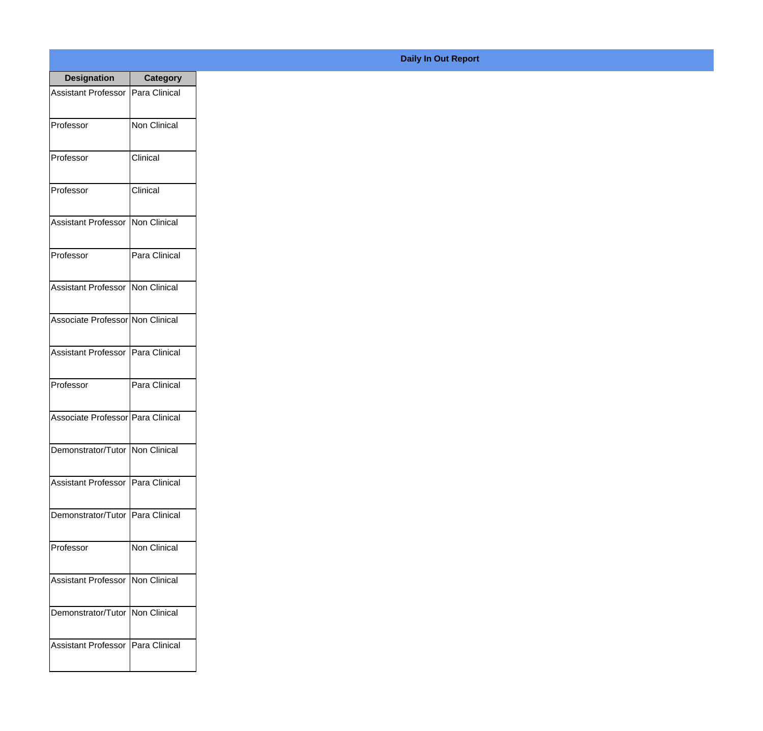**Daily In Out Report**

| Designation | Category |
|---|---|
| Assistant Professor | Para Clinical |
| Professor | Non Clinical |
| Professor | Clinical |
| Professor | Clinical |
| Assistant Professor | Non Clinical |
| Professor | Para Clinical |
| Assistant Professor | Non Clinical |
| Associate Professor | Non Clinical |
| Assistant Professor | Para Clinical |
| Professor | Para Clinical |
| Associate Professor | Para Clinical |
| Demonstrator/Tutor | Non Clinical |
| Assistant Professor | Para Clinical |
| Demonstrator/Tutor | Para Clinical |
| Professor | Non Clinical |
| Assistant Professor | Non Clinical |
| Demonstrator/Tutor | Non Clinical |
| Assistant Professor | Para Clinical |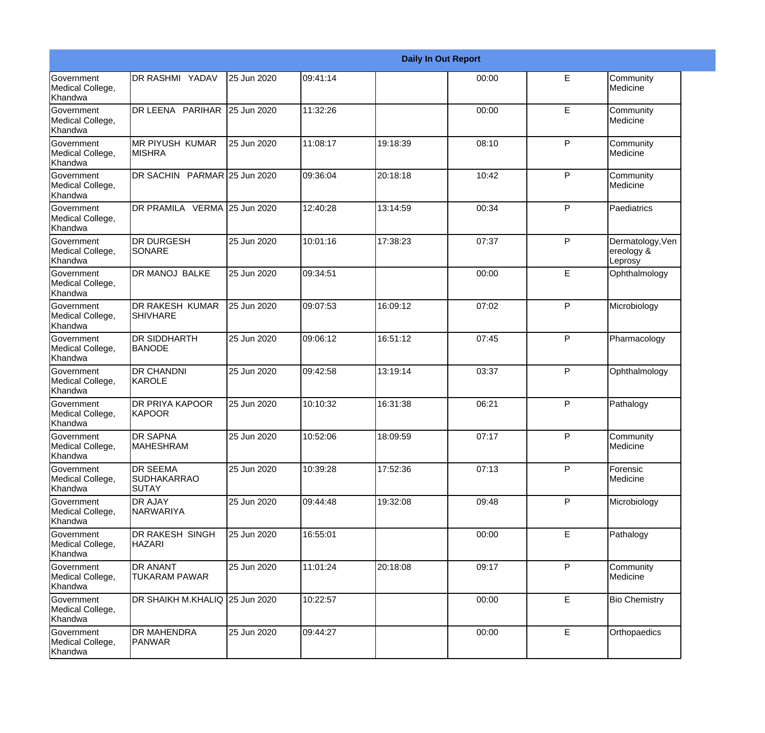| Daily In Out Report | | | | | | | |
|---|---|---|---|---|---|---|---|
| Government Medical College, Khandwa | DR RASHMI YADAV | 25 Jun 2020 | 09:41:14 | | 00:00 | E | Community Medicine |
| Government Medical College, Khandwa | DR LEENA PARIHAR | 25 Jun 2020 | 11:32:26 | | 00:00 | E | Community Medicine |
| Government Medical College, Khandwa | MR PIYUSH KUMAR MISHRA | 25 Jun 2020 | 11:08:17 | 19:18:39 | 08:10 | P | Community Medicine |
| Government Medical College, Khandwa | DR SACHIN PARMAR | 25 Jun 2020 | 09:36:04 | 20:18:18 | 10:42 | P | Community Medicine |
| Government Medical College, Khandwa | DR PRAMILA VERMA | 25 Jun 2020 | 12:40:28 | 13:14:59 | 00:34 | P | Paediatrics |
| Government Medical College, Khandwa | DR DURGESH SONARE | 25 Jun 2020 | 10:01:16 | 17:38:23 | 07:37 | P | Dermatology,Venereology & Leprosy |
| Government Medical College, Khandwa | DR MANOJ BALKE | 25 Jun 2020 | 09:34:51 | | 00:00 | E | Ophthalmology |
| Government Medical College, Khandwa | DR RAKESH KUMAR SHIVHARE | 25 Jun 2020 | 09:07:53 | 16:09:12 | 07:02 | P | Microbiology |
| Government Medical College, Khandwa | DR SIDDHARTH BANODE | 25 Jun 2020 | 09:06:12 | 16:51:12 | 07:45 | P | Pharmacology |
| Government Medical College, Khandwa | DR CHANDNI KAROLE | 25 Jun 2020 | 09:42:58 | 13:19:14 | 03:37 | P | Ophthalmology |
| Government Medical College, Khandwa | DR PRIYA KAPOOR KAPOOR | 25 Jun 2020 | 10:10:32 | 16:31:38 | 06:21 | P | Pathalogy |
| Government Medical College, Khandwa | DR SAPNA MAHESHRAM | 25 Jun 2020 | 10:52:06 | 18:09:59 | 07:17 | P | Community Medicine |
| Government Medical College, Khandwa | DR SEEMA SUDHAKARRAO SUTAY | 25 Jun 2020 | 10:39:28 | 17:52:36 | 07:13 | P | Forensic Medicine |
| Government Medical College, Khandwa | DR AJAY NARWARIYA | 25 Jun 2020 | 09:44:48 | 19:32:08 | 09:48 | P | Microbiology |
| Government Medical College, Khandwa | DR RAKESH SINGH HAZARI | 25 Jun 2020 | 16:55:01 | | 00:00 | E | Pathalogy |
| Government Medical College, Khandwa | DR ANANT TUKARAM PAWAR | 25 Jun 2020 | 11:01:24 | 20:18:08 | 09:17 | P | Community Medicine |
| Government Medical College, Khandwa | DR SHAIKH M.KHALIQ | 25 Jun 2020 | 10:22:57 | | 00:00 | E | Bio Chemistry |
| Government Medical College, Khandwa | DR MAHENDRA PANWAR | 25 Jun 2020 | 09:44:27 | | 00:00 | E | Orthopaedics |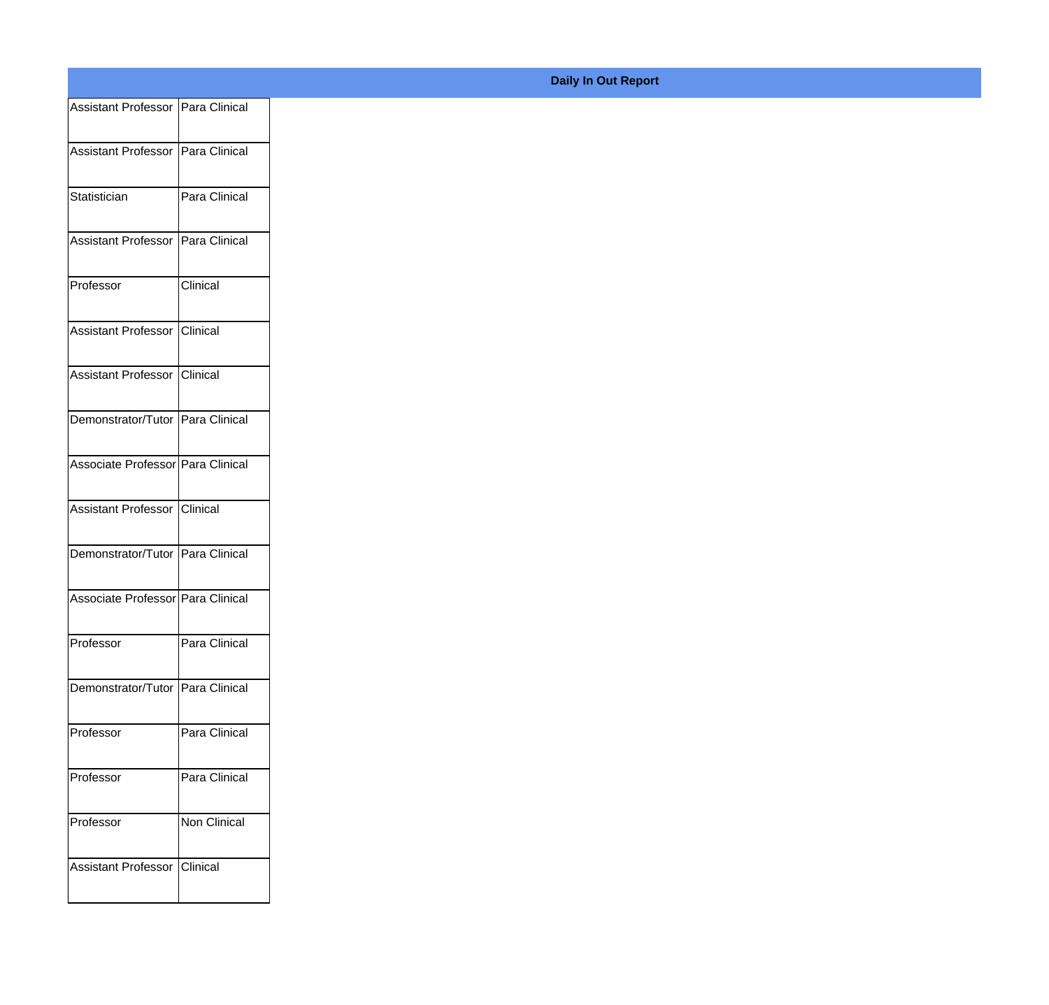**Daily In Out Report**

| | |
|---|---|
| Assistant Professor | Para Clinical |
| Assistant Professor | Para Clinical |
| Statistician | Para Clinical |
| Assistant Professor | Para Clinical |
| Professor | Clinical |
| Assistant Professor | Clinical |
| Assistant Professor | Clinical |
| Demonstrator/Tutor | Para Clinical |
| Associate Professor | Para Clinical |
| Assistant Professor | Clinical |
| Demonstrator/Tutor | Para Clinical |
| Associate Professor | Para Clinical |
| Professor | Para Clinical |
| Demonstrator/Tutor | Para Clinical |
| Professor | Para Clinical |
| Professor | Para Clinical |
| Professor | Non Clinical |
| Assistant Professor | Clinical |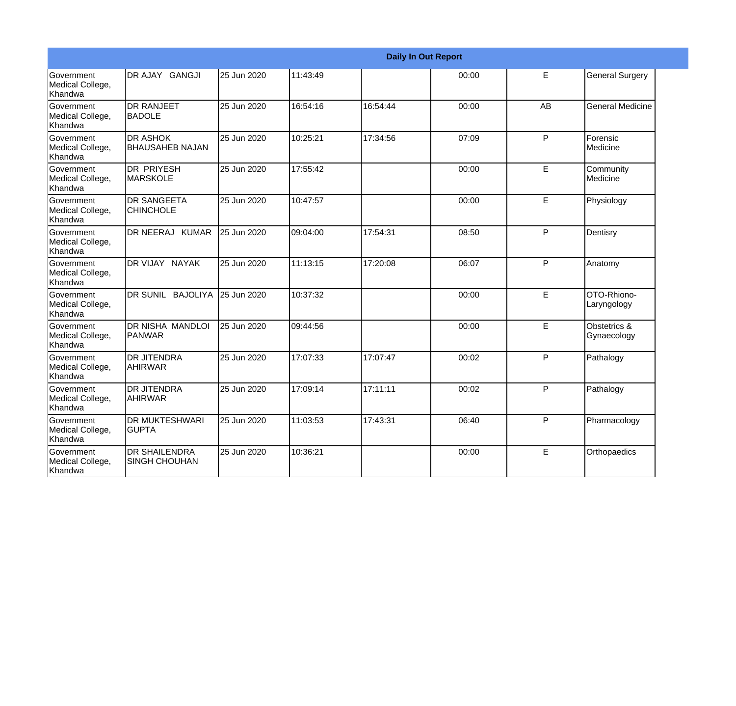| Daily In Out Report | | | | | | | |
|---|---|---|---|---|---|---|---|
| Government Medical College, Khandwa | DR AJAY GANGJI | 25 Jun 2020 | 11:43:49 | | 00:00 | E | General Surgery |
| Government Medical College, Khandwa | DR RANJEET BADOLE | 25 Jun 2020 | 16:54:16 | 16:54:44 | 00:00 | AB | General Medicine |
| Government Medical College, Khandwa | DR ASHOK BHAUSAHEB NAJAN | 25 Jun 2020 | 10:25:21 | 17:34:56 | 07:09 | P | Forensic Medicine |
| Government Medical College, Khandwa | DR PRIYESH MARSKOLE | 25 Jun 2020 | 17:55:42 | | 00:00 | E | Community Medicine |
| Government Medical College, Khandwa | DR SANGEETA CHINCHOLE | 25 Jun 2020 | 10:47:57 | | 00:00 | E | Physiology |
| Government Medical College, Khandwa | DR NEERAJ KUMAR | 25 Jun 2020 | 09:04:00 | 17:54:31 | 08:50 | P | Dentisry |
| Government Medical College, Khandwa | DR VIJAY NAYAK | 25 Jun 2020 | 11:13:15 | 17:20:08 | 06:07 | P | Anatomy |
| Government Medical College, Khandwa | DR SUNIL BAJOLIYA | 25 Jun 2020 | 10:37:32 | | 00:00 | E | OTO-Rhiono-Laryngology |
| Government Medical College, Khandwa | DR NISHA MANDLOI PANWAR | 25 Jun 2020 | 09:44:56 | | 00:00 | E | Obstetrics & Gynaecology |
| Government Medical College, Khandwa | DR JITENDRA AHIRWAR | 25 Jun 2020 | 17:07:33 | 17:07:47 | 00:02 | P | Pathalogy |
| Government Medical College, Khandwa | DR JITENDRA AHIRWAR | 25 Jun 2020 | 17:09:14 | 17:11:11 | 00:02 | P | Pathalogy |
| Government Medical College, Khandwa | DR MUKTESHWARI GUPTA | 25 Jun 2020 | 11:03:53 | 17:43:31 | 06:40 | P | Pharmacology |
| Government Medical College, Khandwa | DR SHAILENDRA SINGH CHOUHAN | 25 Jun 2020 | 10:36:21 | | 00:00 | E | Orthopaedics |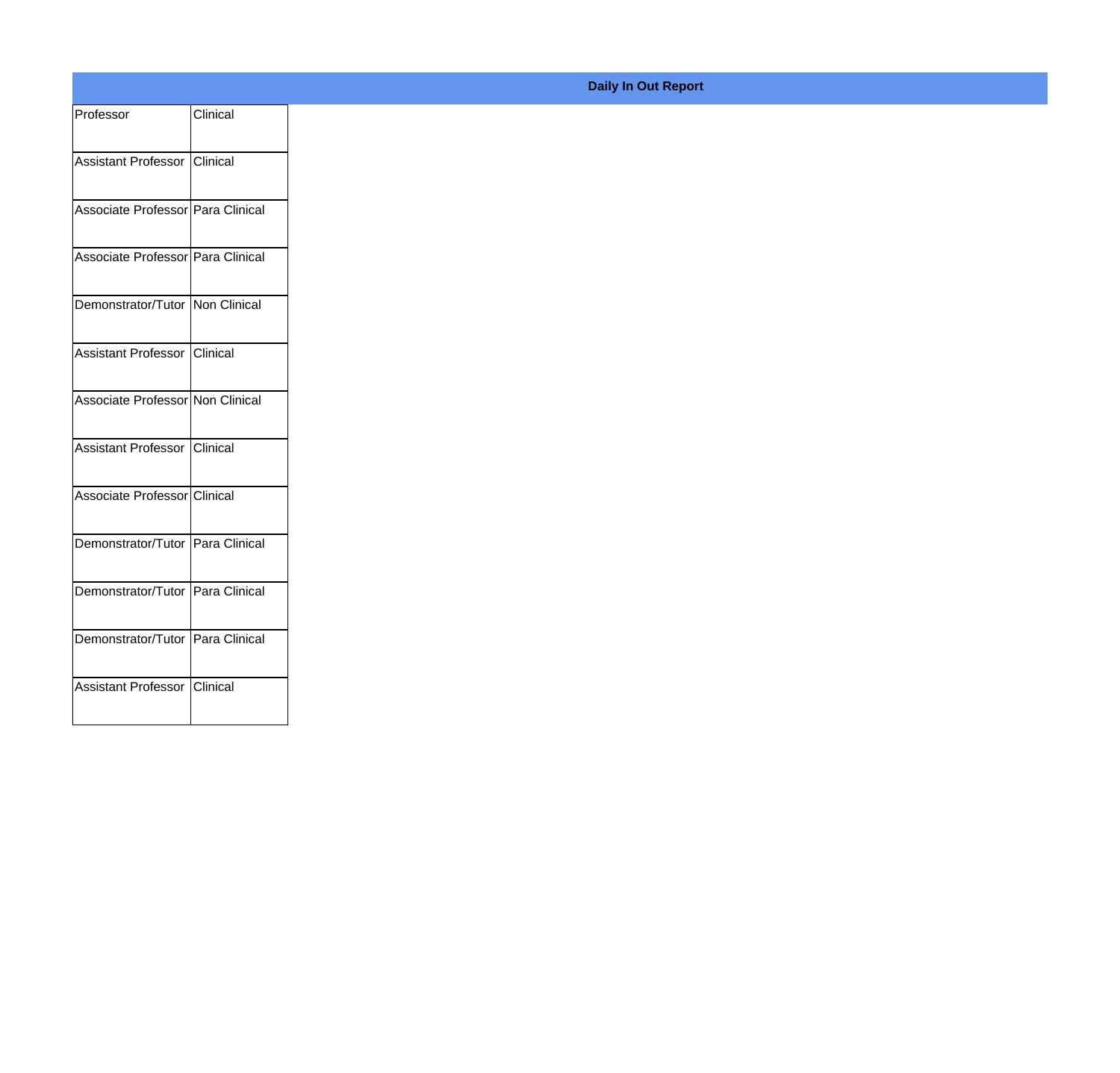**Daily In Out Report**

| | |
|---|---|
| Professor | Clinical |
| Assistant Professor | Clinical |
| Associate Professor | Para Clinical |
| Associate Professor | Para Clinical |
| Demonstrator/Tutor | Non Clinical |
| Assistant Professor | Clinical |
| Associate Professor | Non Clinical |
| Assistant Professor | Clinical |
| Associate Professor | Clinical |
| Demonstrator/Tutor | Para Clinical |
| Demonstrator/Tutor | Para Clinical |
| Demonstrator/Tutor | Para Clinical |
| Assistant Professor | Clinical |